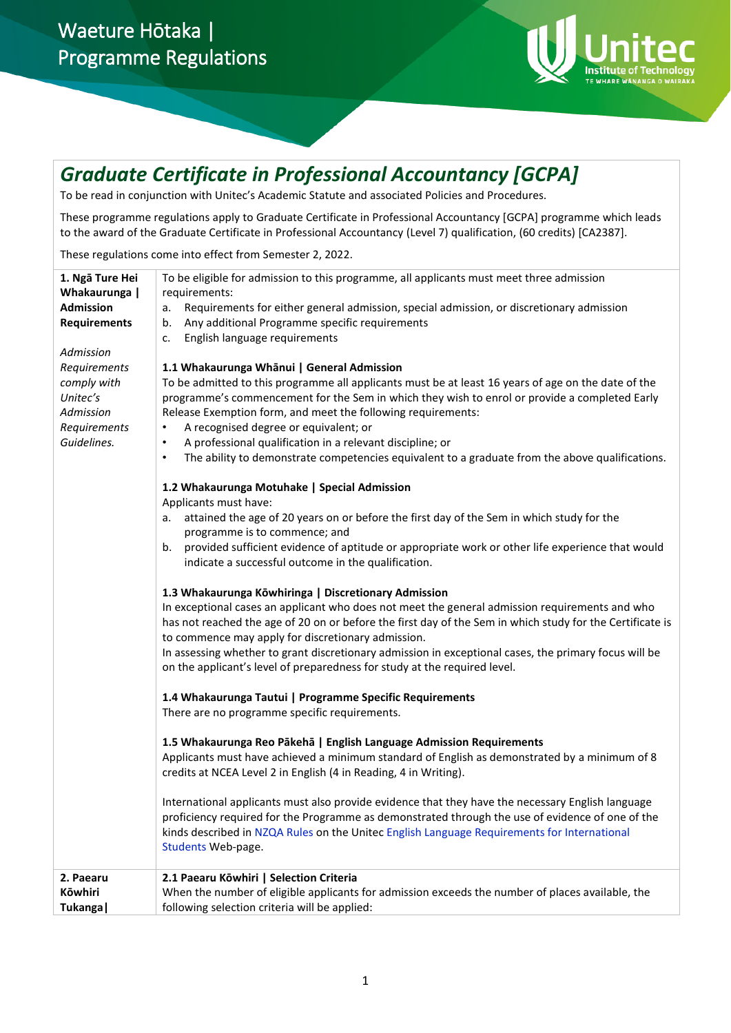Waeture Hōtaka | Programme Regulations

# Graduate Certificate in Professional Accountancy [GCPA]

To be read in conjunction with Unitec's Academic Statute and associated Policies and Procedures.

These programme regulations apply to Graduate Certificate in Professional Accountancy [GCPA] programme which leads to the award of the Graduate Certificate in Professional Accountancy (Level 7) qualification, (60 credits) [CA2387].

These regulations come into effect from Semester 2, 2022.

| | |
|---|---|
| **1. Ngā Ture Hei Whakaurunga \| Admission Requirements**<br><br>*Admission Requirements comply with Unitec's Admission Requirements Guidelines.* | To be eligible for admission to this programme, all applicants must meet three admission requirements:<br>a. Requirements for either general admission, special admission, or discretionary admission<br>b. Any additional Programme specific requirements<br>c. English language requirements<br><br>**1.1 Whakaurunga Whānui \| General Admission**<br>To be admitted to this programme all applicants must be at least 16 years of age on the date of the programme's commencement for the Sem in which they wish to enrol or provide a completed Early Release Exemption form, and meet the following requirements:<br>• A recognised degree or equivalent; or<br>• A professional qualification in a relevant discipline; or<br>• The ability to demonstrate competencies equivalent to a graduate from the above qualifications.<br><br>**1.2 Whakaurunga Motuhake \| Special Admission**<br>Applicants must have:<br>a. attained the age of 20 years on or before the first day of the Sem in which study for the programme is to commence; and<br>b. provided sufficient evidence of aptitude or appropriate work or other life experience that would indicate a successful outcome in the qualification.<br><br>**1.3 Whakaurunga Kōwhiringa \| Discretionary Admission**<br>In exceptional cases an applicant who does not meet the general admission requirements and who has not reached the age of 20 on or before the first day of the Sem in which study for the Certificate is to commence may apply for discretionary admission.<br>In assessing whether to grant discretionary admission in exceptional cases, the primary focus will be on the applicant's level of preparedness for study at the required level.<br><br>**1.4 Whakaurunga Tautui \| Programme Specific Requirements**<br>There are no programme specific requirements.<br><br>**1.5 Whakaurunga Reo Pākehā \| English Language Admission Requirements**<br>Applicants must have achieved a minimum standard of English as demonstrated by a minimum of 8 credits at NCEA Level 2 in English (4 in Reading, 4 in Writing).<br><br>International applicants must also provide evidence that they have the necessary English language proficiency required for the Programme as demonstrated through the use of evidence of one of the kinds described in NZQA Rules on the Unitec English Language Requirements for International Students Web-page. |
| **2. Paearu Kōwhiri Tukanga \|** | **2.1 Paearu Kōwhiri \| Selection Criteria**<br>When the number of eligible applicants for admission exceeds the number of places available, the following selection criteria will be applied: |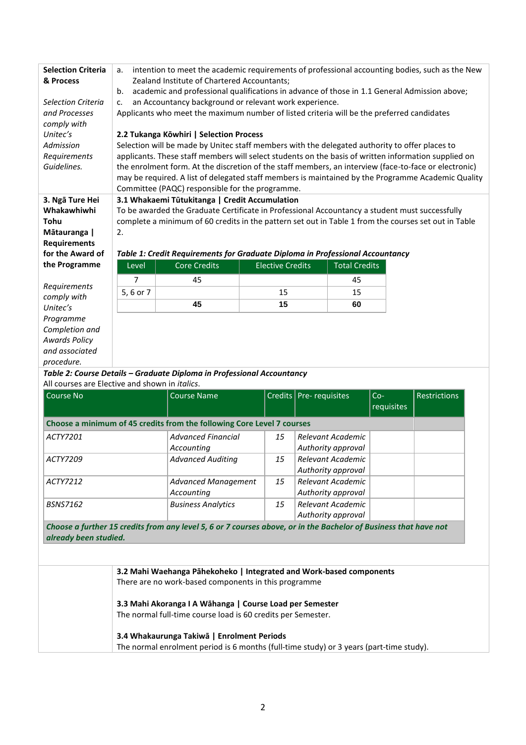**Selection Criteria & Process**

*Selection Criteria and Processes comply with Unitec's Admission Requirements Guidelines.*

a. intention to meet the academic requirements of professional accounting bodies, such as the New Zealand Institute of Chartered Accountants;
b. academic and professional qualifications in advance of those in 1.1 General Admission above;
c. an Accountancy background or relevant work experience.

Applicants who meet the maximum number of listed criteria will be the preferred candidates

**2.2 Tukanga Kōwhiri | Selection Process**

Selection will be made by Unitec staff members with the delegated authority to offer places to applicants. These staff members will select students on the basis of written information supplied on the enrolment form. At the discretion of the staff members, an interview (face-to-face or electronic) may be required. A list of delegated staff members is maintained by the Programme Academic Quality Committee (PAQC) responsible for the programme.

**3. Ngā Ture Hei Whakawhiwhi Tohu Mātauranga | Requirements for the Award of the Programme**

*Requirements comply with Unitec's Programme Completion and Awards Policy and associated procedure.*

**3.1 Whakaemi Tūtukitanga | Credit Accumulation**

To be awarded the Graduate Certificate in Professional Accountancy a student must successfully complete a minimum of 60 credits in the pattern set out in Table 1 from the courses set out in Table 2.

***Table 1: Credit Requirements for Graduate Diploma in Professional Accountancy***

| Level | Core Credits | Elective Credits | Total Credits |
|---|---|---|---|
| 7 | 45 | | 45 |
| 5, 6 or 7 | | 15 | 15 |
| | **45** | **15** | **60** |

***Table 2: Course Details – Graduate Diploma in Professional Accountancy***

All courses are Elective and shown in *italics*.

| Course No | Course Name | Credits | Pre- requisites | Co-requisites | Restrictions |
|---|---|---|---|---|---|
| **Choose a minimum of 45 credits from the following Core Level 7 courses** | | | | | |
| *ACTY7201* | *Advanced Financial Accounting* | *15* | *Relevant Academic Authority approval* | | |
| *ACTY7209* | *Advanced Auditing* | *15* | *Relevant Academic Authority approval* | | |
| *ACTY7212* | *Advanced Management Accounting* | *15* | *Relevant Academic Authority approval* | | |
| *BSNS7162* | *Business Analytics* | *15* | *Relevant Academic Authority approval* | | |
| ***Choose a further 15 credits from any level 5, 6 or 7 courses above, or in the Bachelor of Business that have not already been studied.*** | | | | | |

**3.2 Mahi Waehanga Pāhekoheko | Integrated and Work-based components**

There are no work-based components in this programme

**3.3 Mahi Akoranga I A Wāhanga | Course Load per Semester**

The normal full-time course load is 60 credits per Semester.

**3.4 Whakaurunga Takiwā | Enrolment Periods**

The normal enrolment period is 6 months (full-time study) or 3 years (part-time study).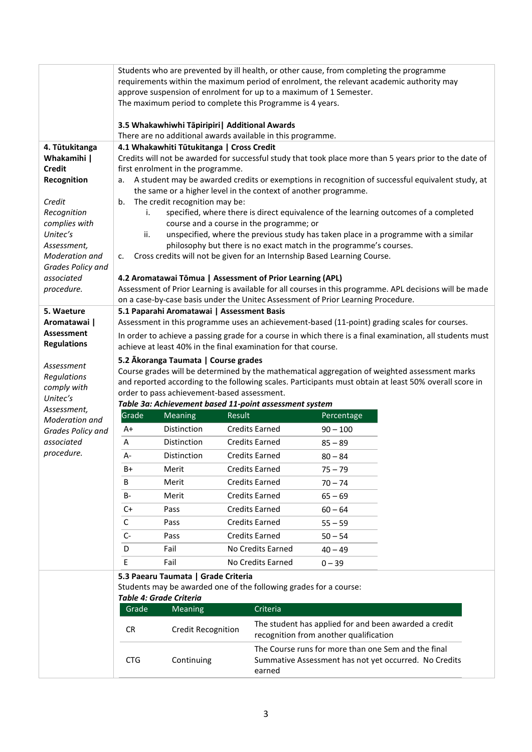Students who are prevented by ill health, or other cause, from completing the programme requirements within the maximum period of enrolment, the relevant academic authority may approve suspension of enrolment for up to a maximum of 1 Semester.
The maximum period to complete this Programme is 4 years.

**3.5 Whakawhiwhi Tāpiripiri| Additional Awards**
There are no additional awards available in this programme.

## 4. Tūtukitanga Whakamihi | Credit Recognition

*Credit Recognition complies with Unitec's Assessment, Moderation and Grades Policy and associated procedure.*

**4.1 Whakawhiti Tūtukitanga | Cross Credit**
Credits will not be awarded for successful study that took place more than 5 years prior to the date of first enrolment in the programme.

a. A student may be awarded credits or exemptions in recognition of successful equivalent study, at the same or a higher level in the context of another programme.
b. The credit recognition may be:
   i. specified, where there is direct equivalence of the learning outcomes of a completed course and a course in the programme; or
   ii. unspecified, where the previous study has taken place in a programme with a similar philosophy but there is no exact match in the programme's courses.
c. Cross credits will not be given for an Internship Based Learning Course.

**4.2 Aromatawai Tōmua | Assessment of Prior Learning (APL)**
Assessment of Prior Learning is available for all courses in this programme. APL decisions will be made on a case-by-case basis under the Unitec Assessment of Prior Learning Procedure.

## 5. Waeture Aromatawai | Assessment Regulations

*Assessment Regulations comply with Unitec's Assessment, Moderation and Grades Policy and associated procedure.*

**5.1 Paparahi Aromatawai | Assessment Basis**
Assessment in this programme uses an achievement-based (11-point) grading scales for courses.

In order to achieve a passing grade for a course in which there is a final examination, all students must achieve at least 40% in the final examination for that course.

**5.2 Ākoranga Taumata | Course grades**
Course grades will be determined by the mathematical aggregation of weighted assessment marks and reported according to the following scales. Participants must obtain at least 50% overall score in order to pass achievement-based assessment.

***Table 3a: Achievement based 11-point assessment system***

| Grade | Meaning | Result | Percentage |
|---|---|---|---|
| A+ | Distinction | Credits Earned | 90 – 100 |
| A | Distinction | Credits Earned | 85 – 89 |
| A- | Distinction | Credits Earned | 80 – 84 |
| B+ | Merit | Credits Earned | 75 – 79 |
| B | Merit | Credits Earned | 70 – 74 |
| B- | Merit | Credits Earned | 65 – 69 |
| C+ | Pass | Credits Earned | 60 – 64 |
| C | Pass | Credits Earned | 55 – 59 |
| C- | Pass | Credits Earned | 50 – 54 |
| D | Fail | No Credits Earned | 40 – 49 |
| E | Fail | No Credits Earned | 0 – 39 |

**5.3 Paearu Taumata | Grade Criteria**
Students may be awarded one of the following grades for a course:

***Table 4: Grade Criteria***

| Grade | Meaning | Criteria |
|---|---|---|
| CR | Credit Recognition | The student has applied for and been awarded a credit recognition from another qualification |
| CTG | Continuing | The Course runs for more than one Sem and the final Summative Assessment has not yet occurred. No Credits earned |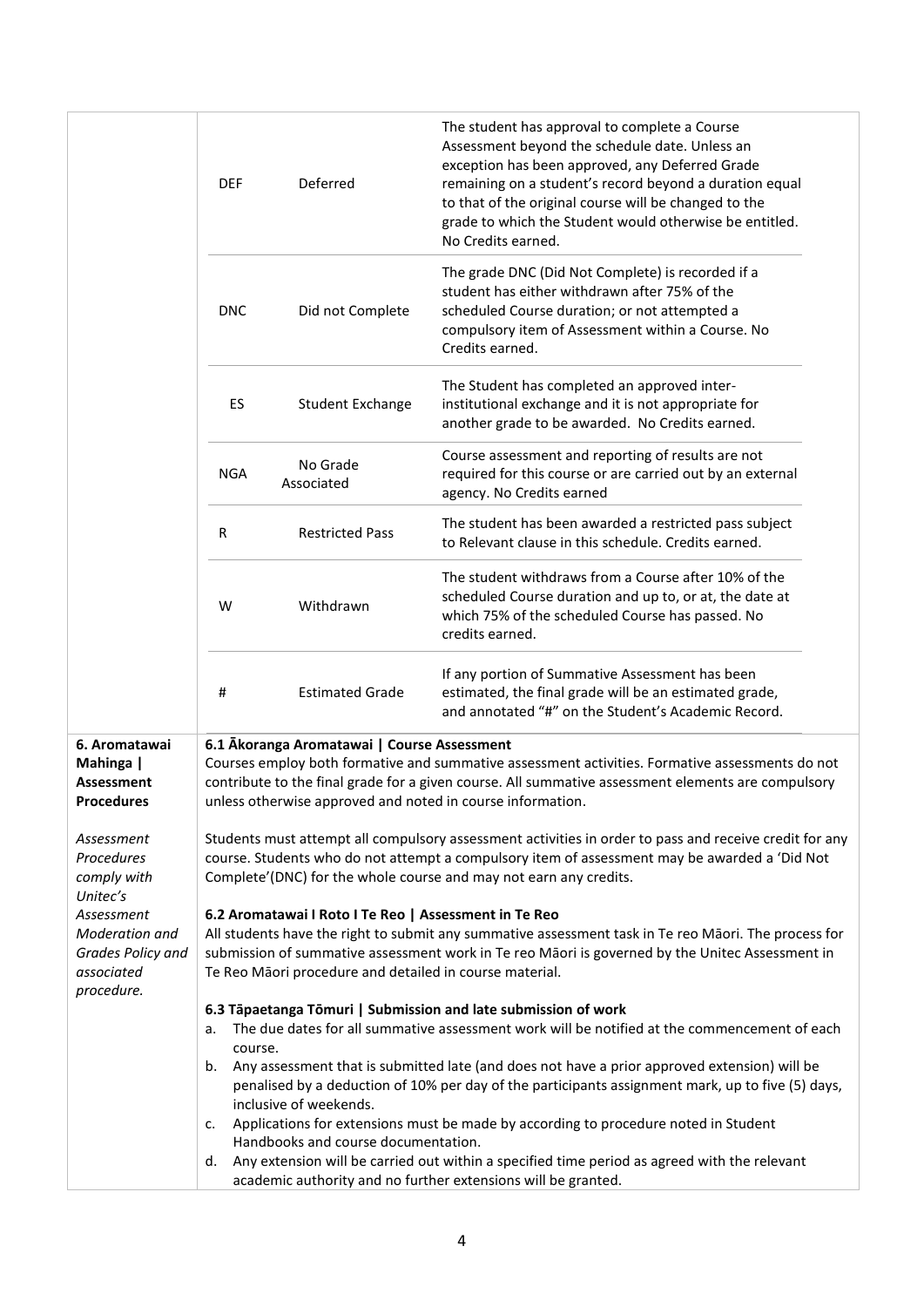| | | | |
|---|---|---|---|
| | DEF | Deferred | The student has approval to complete a Course Assessment beyond the schedule date. Unless an exception has been approved, any Deferred Grade remaining on a student's record beyond a duration equal to that of the original course will be changed to the grade to which the Student would otherwise be entitled. No Credits earned. |
| | DNC | Did not Complete | The grade DNC (Did Not Complete) is recorded if a student has either withdrawn after 75% of the scheduled Course duration; or not attempted a compulsory item of Assessment within a Course. No Credits earned. |
| | ES | Student Exchange | The Student has completed an approved inter-institutional exchange and it is not appropriate for another grade to be awarded. No Credits earned. |
| | NGA | No Grade Associated | Course assessment and reporting of results are not required for this course or are carried out by an external agency. No Credits earned |
| | R | Restricted Pass | The student has been awarded a restricted pass subject to Relevant clause in this schedule. Credits earned. |
| | W | Withdrawn | The student withdraws from a Course after 10% of the scheduled Course duration and up to, or at, the date at which 75% of the scheduled Course has passed. No credits earned. |
| | # | Estimated Grade | If any portion of Summative Assessment has been estimated, the final grade will be an estimated grade, and annotated "#" on the Student's Academic Record. |

**6. Aromatawai Mahinga | Assessment Procedures**

*Assessment Procedures comply with Unitec's Assessment Moderation and Grades Policy and associated procedure.*

**6.1 Ākoranga Aromatawai | Course Assessment**

Courses employ both formative and summative assessment activities. Formative assessments do not contribute to the final grade for a given course. All summative assessment elements are compulsory unless otherwise approved and noted in course information.

Students must attempt all compulsory assessment activities in order to pass and receive credit for any course. Students who do not attempt a compulsory item of assessment may be awarded a 'Did Not Complete'(DNC) for the whole course and may not earn any credits.

**6.2 Aromatawai I Roto I Te Reo | Assessment in Te Reo**

All students have the right to submit any summative assessment task in Te reo Māori. The process for submission of summative assessment work in Te reo Māori is governed by the Unitec Assessment in Te Reo Māori procedure and detailed in course material.

**6.3 Tāpaetanga Tōmuri | Submission and late submission of work**

a. The due dates for all summative assessment work will be notified at the commencement of each course.
b. Any assessment that is submitted late (and does not have a prior approved extension) will be penalised by a deduction of 10% per day of the participants assignment mark, up to five (5) days, inclusive of weekends.
c. Applications for extensions must be made by according to procedure noted in Student Handbooks and course documentation.
d. Any extension will be carried out within a specified time period as agreed with the relevant academic authority and no further extensions will be granted.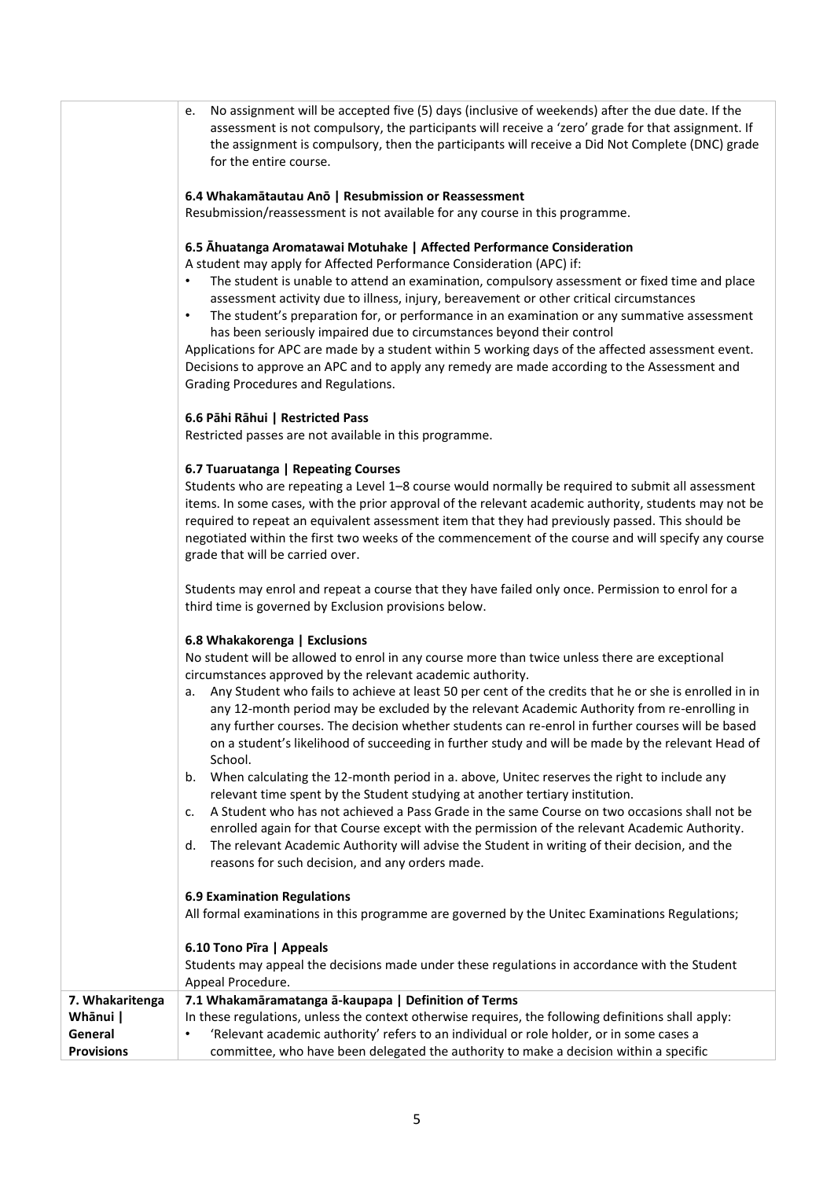| | |
|---|---|
| | e. No assignment will be accepted five (5) days (inclusive of weekends) after the due date. If the assessment is not compulsory, the participants will receive a 'zero' grade for that assignment. If the assignment is compulsory, then the participants will receive a Did Not Complete (DNC) grade for the entire course.<br><br>**6.4 Whakamātautau Anō \| Resubmission or Reassessment**<br>Resubmission/reassessment is not available for any course in this programme.<br><br>**6.5 Āhuatanga Aromatawai Motuhake \| Affected Performance Consideration**<br>A student may apply for Affected Performance Consideration (APC) if:<br>• The student is unable to attend an examination, compulsory assessment or fixed time and place assessment activity due to illness, injury, bereavement or other critical circumstances<br>• The student's preparation for, or performance in an examination or any summative assessment has been seriously impaired due to circumstances beyond their control<br>Applications for APC are made by a student within 5 working days of the affected assessment event. Decisions to approve an APC and to apply any remedy are made according to the Assessment and Grading Procedures and Regulations.<br><br>**6.6 Pāhi Rāhui \| Restricted Pass**<br>Restricted passes are not available in this programme.<br><br>**6.7 Tuaruatanga \| Repeating Courses**<br>Students who are repeating a Level 1–8 course would normally be required to submit all assessment items. In some cases, with the prior approval of the relevant academic authority, students may not be required to repeat an equivalent assessment item that they had previously passed. This should be negotiated within the first two weeks of the commencement of the course and will specify any course grade that will be carried over.<br><br>Students may enrol and repeat a course that they have failed only once. Permission to enrol for a third time is governed by Exclusion provisions below.<br><br>**6.8 Whakakorenga \| Exclusions**<br>No student will be allowed to enrol in any course more than twice unless there are exceptional circumstances approved by the relevant academic authority.<br>a. Any Student who fails to achieve at least 50 per cent of the credits that he or she is enrolled in in any 12-month period may be excluded by the relevant Academic Authority from re-enrolling in any further courses. The decision whether students can re-enrol in further courses will be based on a student's likelihood of succeeding in further study and will be made by the relevant Head of School.<br>b. When calculating the 12-month period in a. above, Unitec reserves the right to include any relevant time spent by the Student studying at another tertiary institution.<br>c. A Student who has not achieved a Pass Grade in the same Course on two occasions shall not be enrolled again for that Course except with the permission of the relevant Academic Authority.<br>d. The relevant Academic Authority will advise the Student in writing of their decision, and the reasons for such decision, and any orders made.<br><br>**6.9 Examination Regulations**<br>All formal examinations in this programme are governed by the Unitec Examinations Regulations;<br><br>**6.10 Tono Pīra \| Appeals**<br>Students may appeal the decisions made under these regulations in accordance with the Student Appeal Procedure. |
| **7. Whakaritenga Whānui \| General Provisions** | **7.1 Whakamāramatanga ā-kaupapa \| Definition of Terms**<br>In these regulations, unless the context otherwise requires, the following definitions shall apply:<br>• 'Relevant academic authority' refers to an individual or role holder, or in some cases a committee, who have been delegated the authority to make a decision within a specific |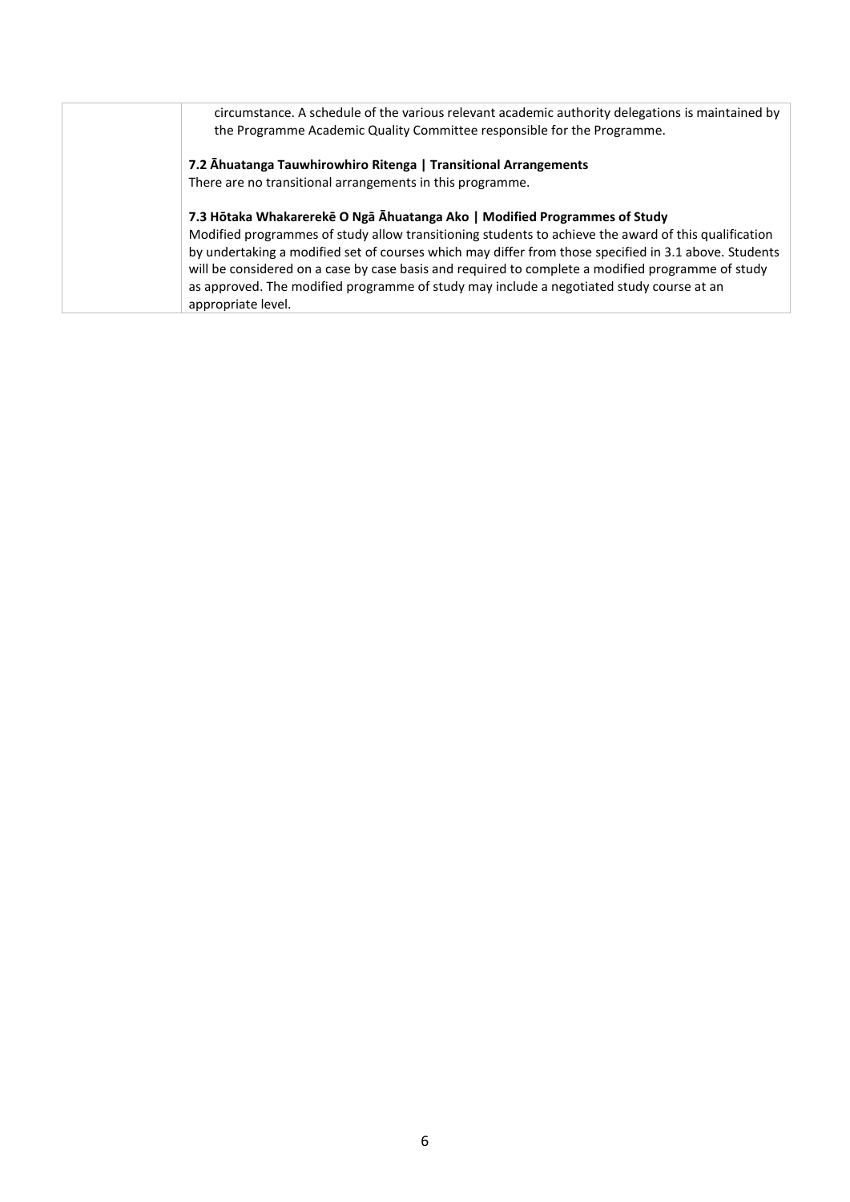circumstance. A schedule of the various relevant academic authority delegations is maintained by the Programme Academic Quality Committee responsible for the Programme.

**7.2 Āhuatanga Tauwhirowhiro Ritenga | Transitional Arrangements**

There are no transitional arrangements in this programme.

**7.3 Hōtaka Whakarerekē O Ngā Āhuatanga Ako | Modified Programmes of Study**

Modified programmes of study allow transitioning students to achieve the award of this qualification by undertaking a modified set of courses which may differ from those specified in 3.1 above. Students will be considered on a case by case basis and required to complete a modified programme of study as approved. The modified programme of study may include a negotiated study course at an appropriate level.